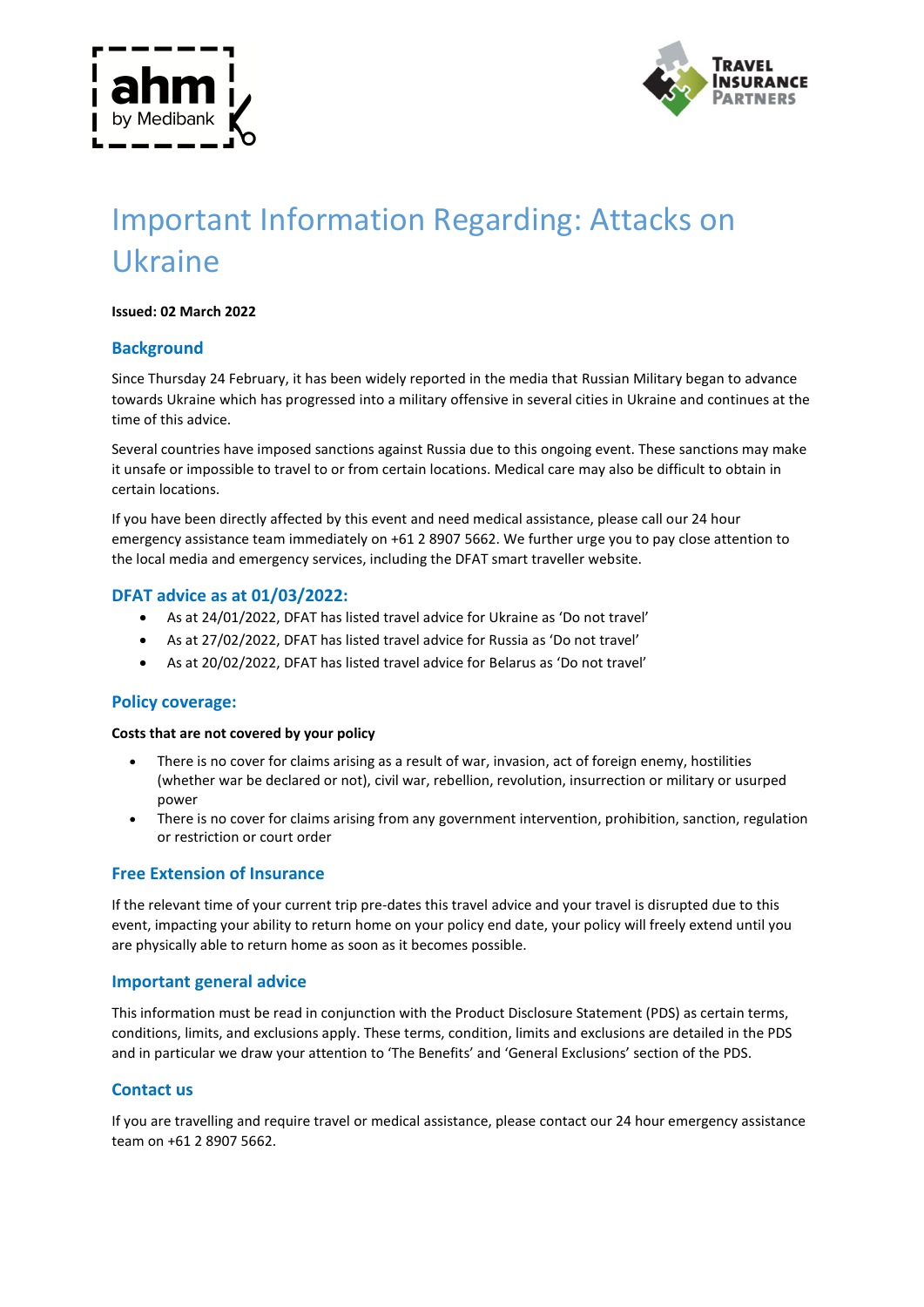# Important Information Regarding: Attacks on Ukraine

**Issued: 02 March 2022**

## Background

Since Thursday 24 February, it has been widely reported in the media that Russian Military began to advance towards Ukraine which has progressed into a military offensive in several cities in Ukraine and continues at the time of this advice.

Several countries have imposed sanctions against Russia due to this ongoing event. These sanctions may make it unsafe or impossible to travel to or from certain locations. Medical care may also be difficult to obtain in certain locations.

If you have been directly affected by this event and need medical assistance, please call our 24 hour emergency assistance team immediately on +61 2 8907 5662. We further urge you to pay close attention to the local media and emergency services, including the DFAT smart traveller website.

## DFAT advice as at 01/03/2022:

- As at 24/01/2022, DFAT has listed travel advice for Ukraine as 'Do not travel'
- As at 27/02/2022, DFAT has listed travel advice for Russia as 'Do not travel'
- As at 20/02/2022, DFAT has listed travel advice for Belarus as 'Do not travel'

## Policy coverage:

**Costs that are not covered by your policy**

- There is no cover for claims arising as a result of war, invasion, act of foreign enemy, hostilities (whether war be declared or not), civil war, rebellion, revolution, insurrection or military or usurped power
- There is no cover for claims arising from any government intervention, prohibition, sanction, regulation or restriction or court order

## Free Extension of Insurance

If the relevant time of your current trip pre-dates this travel advice and your travel is disrupted due to this event, impacting your ability to return home on your policy end date, your policy will freely extend until you are physically able to return home as soon as it becomes possible.

## Important general advice

This information must be read in conjunction with the Product Disclosure Statement (PDS) as certain terms, conditions, limits, and exclusions apply. These terms, condition, limits and exclusions are detailed in the PDS and in particular we draw your attention to 'The Benefits' and 'General Exclusions' section of the PDS.

## Contact us

If you are travelling and require travel or medical assistance, please contact our 24 hour emergency assistance team on +61 2 8907 5662.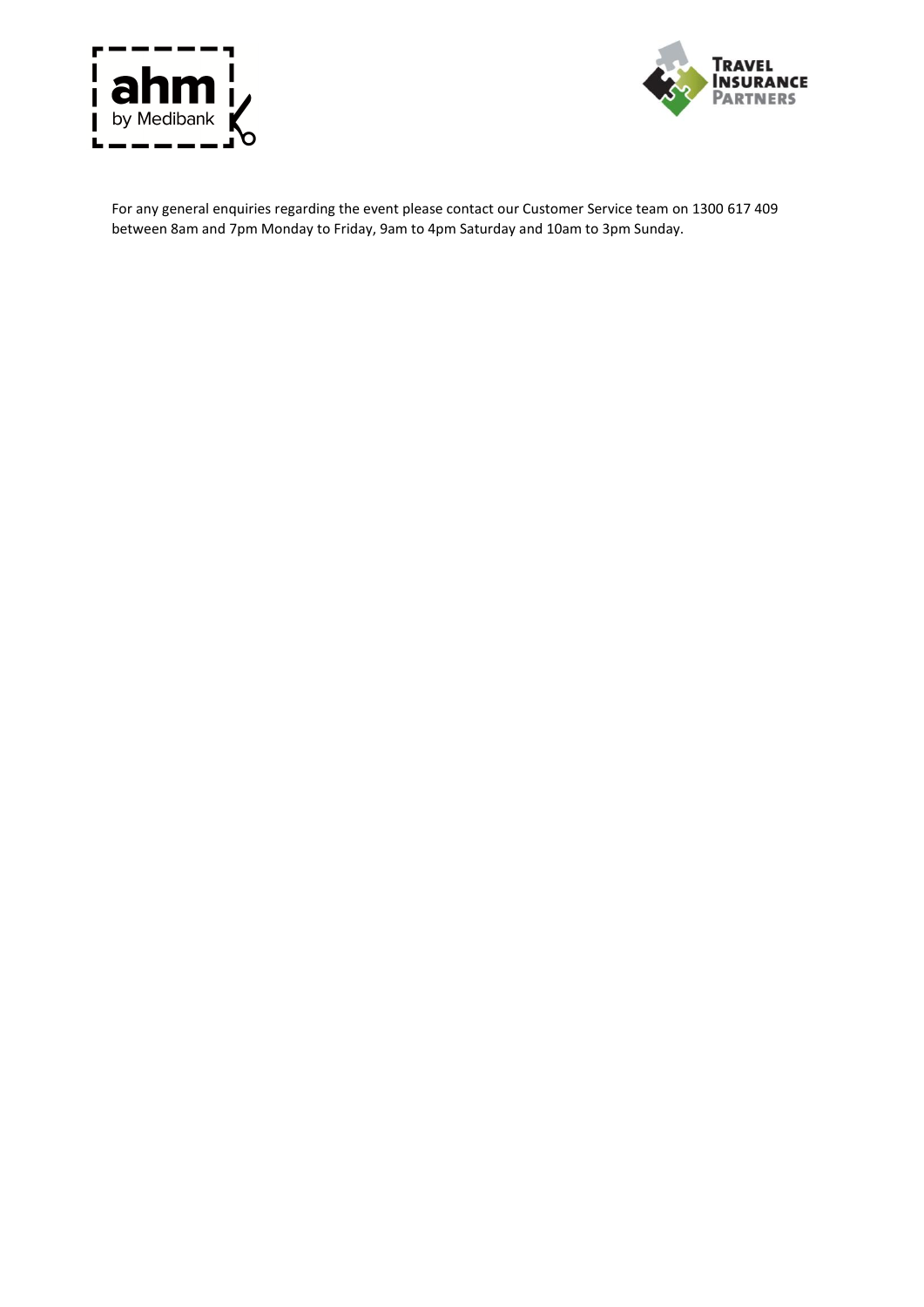For any general enquiries regarding the event please contact our Customer Service team on 1300 617 409 between 8am and 7pm Monday to Friday, 9am to 4pm Saturday and 10am to 3pm Sunday.